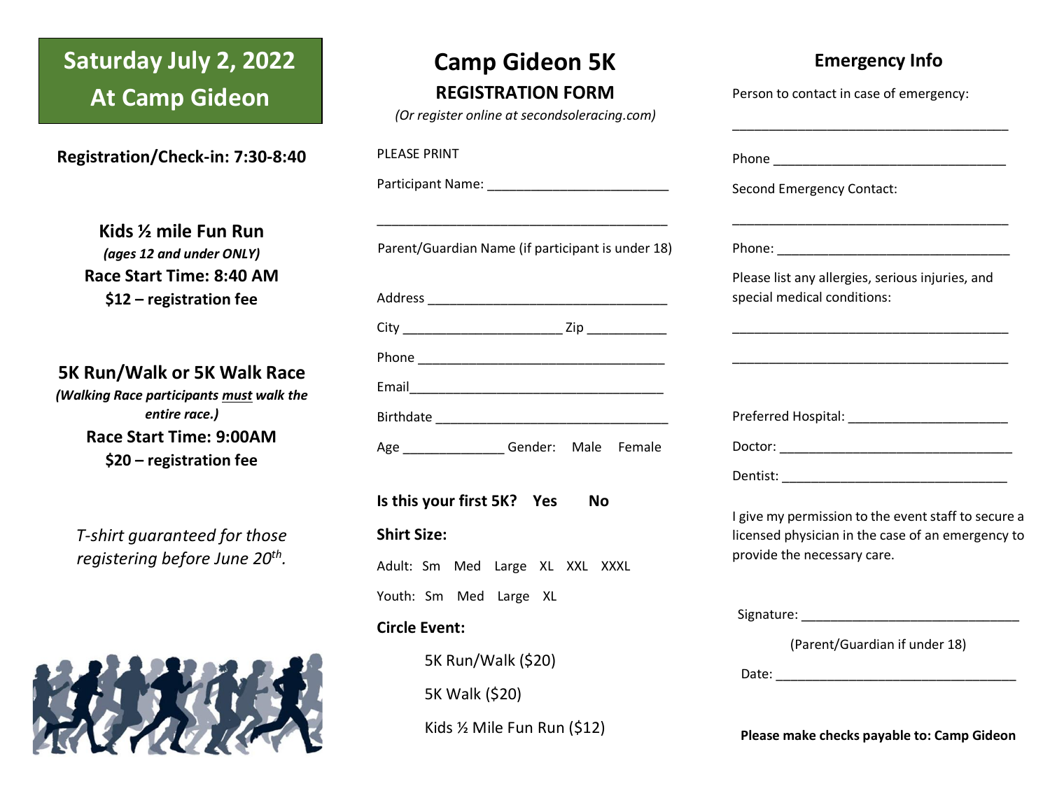# Saturday July 2, 2022
# At Camp Gideon

**Registration/Check-in: 7:30-8:40**

### Kids ½ mile Fun Run

***(ages 12 and under ONLY)***

**Race Start Time: 8:40 AM**

**$12 – registration fee**

### 5K Run/Walk or 5K Walk Race

***(Walking Race participants must walk the entire race.)***

**Race Start Time: 9:00AM**

**$20 – registration fee**

*T-shirt guaranteed for those registering before June 20th.*

# Camp Gideon 5K

## REGISTRATION FORM

*(Or register online at secondsoleracing.com)*

PLEASE PRINT

Participant Name: ________________________

________________________________________

Parent/Guardian Name (if participant is under 18)

Address ________________________________

City _____________________ Zip __________

Phone _________________________________

Email__________________________________

Birthdate _______________________________

Age _____________ Gender: Male Female

**Is this your first 5K? Yes No**

**Shirt Size:**

Adult: Sm Med Large XL XXL XXXL

Youth: Sm Med Large XL

**Circle Event:**

5K Run/Walk ($20)

5K Walk ($20)

Kids ½ Mile Fun Run ($12)

## Emergency Info

Person to contact in case of emergency:

_____________________________________

Phone ______________________________

Second Emergency Contact:

_____________________________________

Phone: ______________________________

Please list any allergies, serious injuries, and special medical conditions:

_____________________________________

_____________________________________

Preferred Hospital: _____________________

Doctor: _____________________________

Dentist: _____________________________

I give my permission to the event staff to secure a licensed physician in the case of an emergency to provide the necessary care.

Signature: ____________________________

(Parent/Guardian if under 18)

Date: _______________________________

**Please make checks payable to: Camp Gideon**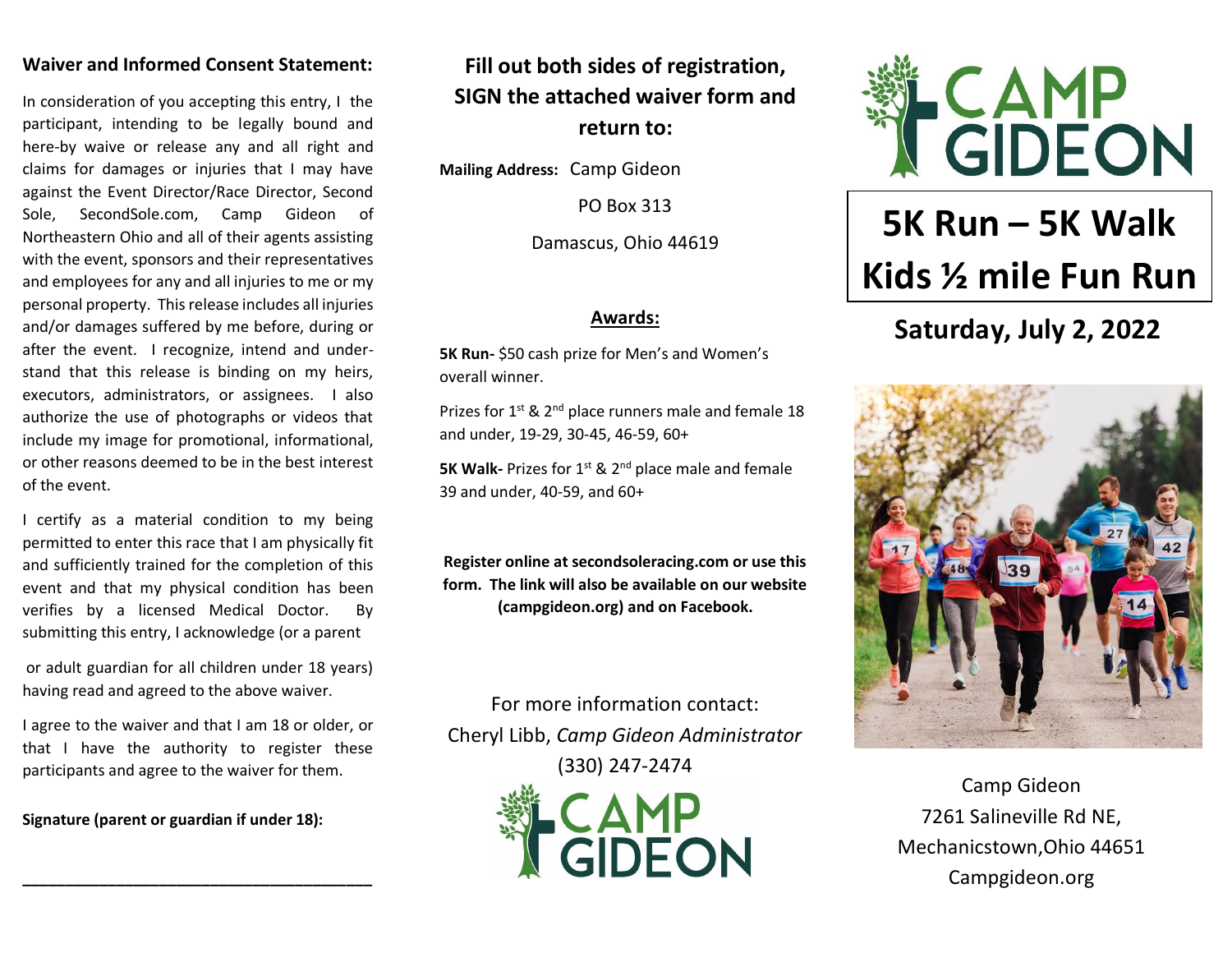## Waiver and Informed Consent Statement:

In consideration of you accepting this entry, I the participant, intending to be legally bound and here-by waive or release any and all right and claims for damages or injuries that I may have against the Event Director/Race Director, Second Sole, SecondSole.com, Camp Gideon of Northeastern Ohio and all of their agents assisting with the event, sponsors and their representatives and employees for any and all injuries to me or my personal property. This release includes all injuries and/or damages suffered by me before, during or after the event. I recognize, intend and understand that this release is binding on my heirs, executors, administrators, or assignees. I also authorize the use of photographs or videos that include my image for promotional, informational, or other reasons deemed to be in the best interest of the event.

I certify as a material condition to my being permitted to enter this race that I am physically fit and sufficiently trained for the completion of this event and that my physical condition has been verifies by a licensed Medical Doctor. By submitting this entry, I acknowledge (or a parent or adult guardian for all children under 18 years) having read and agreed to the above waiver.

I agree to the waiver and that I am 18 or older, or that I have the authority to register these participants and agree to the waiver for them.

**Signature (parent or guardian if under 18):**

\_\_\_\_\_\_\_\_\_\_\_\_\_\_\_\_\_\_\_\_\_\_\_\_\_\_\_\_\_\_\_\_\_\_\_\_\_\_

## Fill out both sides of registration, SIGN the attached waiver form and return to:

**Mailing Address:** Camp Gideon
PO Box 313
Damascus, Ohio 44619

### Awards:

**5K Run-** $50 cash prize for Men's and Women's overall winner.

Prizes for 1st & 2nd place runners male and female 18 and under, 19-29, 30-45, 46-59, 60+

**5K Walk-** Prizes for 1st & 2nd place male and female 39 and under, 40-59, and 60+

**Register online at secondsoleracing.com or use this form. The link will also be available on our website (campgideon.org) and on Facebook.**

For more information contact:
Cheryl Libb, *Camp Gideon Administrator*
(330) 247-2474

CAMP GIDEON

CAMP GIDEON

# 5K Run – 5K Walk
# Kids ½ mile Fun Run

## Saturday, July 2, 2022

Camp Gideon
7261 Salineville Rd NE,
Mechanicstown,Ohio 44651
Campgideon.org